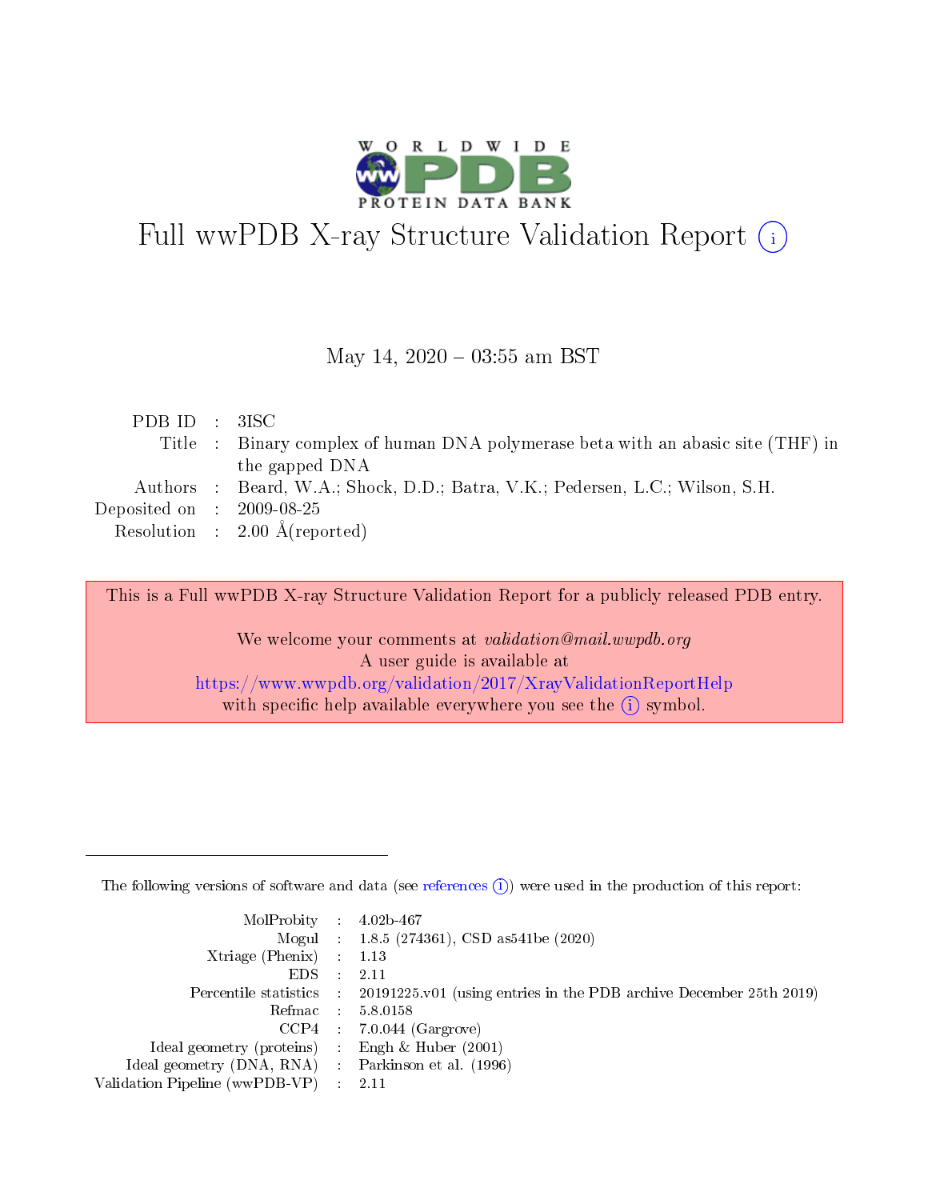# Full wwPDB X-ray Structure Validation Report ⓘ

May 14, 2020 – 03:55 am BST

| | | |
|---|---|---|
| PDB ID | : | 3ISC |
| Title | : | Binary complex of human DNA polymerase beta with an abasic site (THF) in the gapped DNA |
| Authors | : | Beard, W.A.; Shock, D.D.; Batra, V.K.; Pedersen, L.C.; Wilson, S.H. |
| Deposited on | : | 2009-08-25 |
| Resolution | : | 2.00 Å(reported) |

This is a Full wwPDB X-ray Structure Validation Report for a publicly released PDB entry.

We welcome your comments at *validation@mail.wwpdb.org*
A user guide is available at
https://www.wwpdb.org/validation/2017/XrayValidationReportHelp
with specific help available everywhere you see the ⓘ symbol.

---

The following versions of software and data (see references ⓘ) were used in the production of this report:

| | | |
|---|---|---|
| MolProbity | : | 4.02b-467 |
| Mogul | : | 1.8.5 (274361), CSD as541be (2020) |
| Xtriage (Phenix) | : | 1.13 |
| EDS | : | 2.11 |
| Percentile statistics | : | 20191225.v01 (using entries in the PDB archive December 25th 2019) |
| Refmac | : | 5.8.0158 |
| CCP4 | : | 7.0.044 (Gargrove) |
| Ideal geometry (proteins) | : | Engh & Huber (2001) |
| Ideal geometry (DNA, RNA) | : | Parkinson et al. (1996) |
| Validation Pipeline (wwPDB-VP) | : | 2.11 |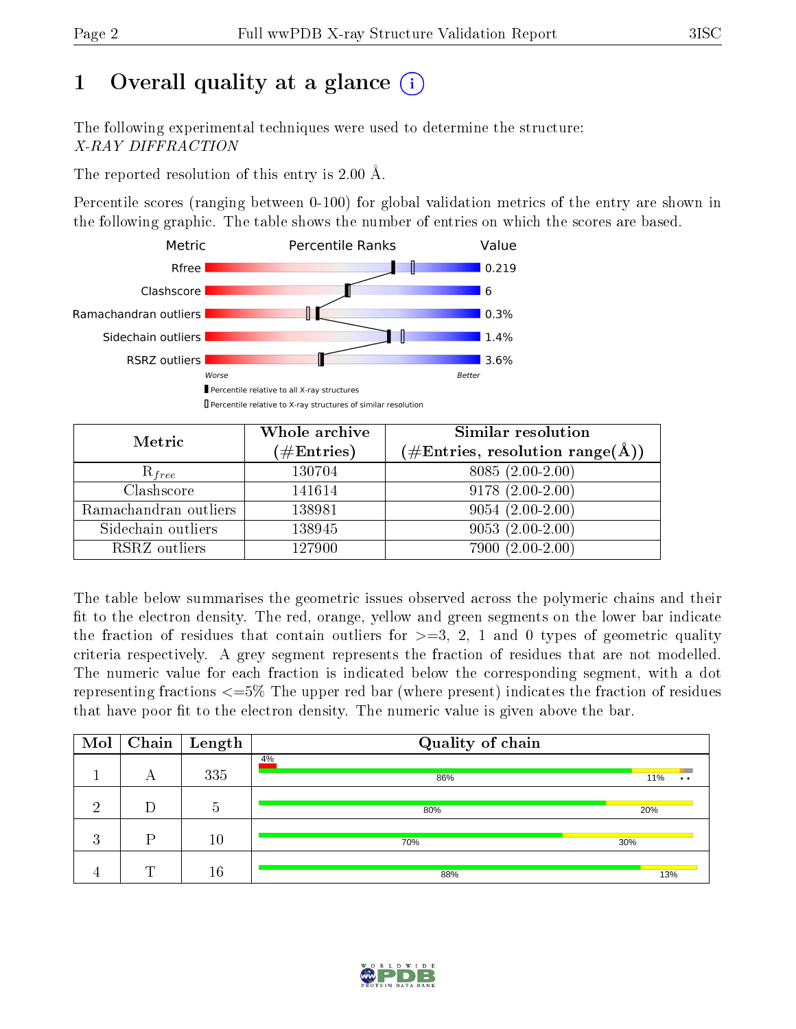# 1 Overall quality at a glance

The following experimental techniques were used to determine the structure:
*X-RAY DIFFRACTION*

The reported resolution of this entry is 2.00 Å.

Percentile scores (ranging between 0-100) for global validation metrics of the entry are shown in the following graphic. The table shows the number of entries on which the scores are based.

| Metric | Value |
|---|---|
| Rfree | 0.219 |
| Clashscore | 6 |
| Ramachandran outliers | 0.3% |
| Sidechain outliers | 1.4% |
| RSRZ outliers | 3.6% |

Worse — Better

▮ Percentile relative to all X-ray structures
▯ Percentile relative to X-ray structures of similar resolution

| Metric | Whole archive (#Entries) | Similar resolution (#Entries, resolution range(Å)) |
|---|---|---|
| $R_{free}$ | 130704 | 8085 (2.00-2.00) |
| Clashscore | 141614 | 9178 (2.00-2.00) |
| Ramachandran outliers | 138981 | 9054 (2.00-2.00) |
| Sidechain outliers | 138945 | 9053 (2.00-2.00) |
| RSRZ outliers | 127900 | 7900 (2.00-2.00) |

The table below summarises the geometric issues observed across the polymeric chains and their fit to the electron density. The red, orange, yellow and green segments on the lower bar indicate the fraction of residues that contain outliers for >=3, 2, 1 and 0 types of geometric quality criteria respectively. A grey segment represents the fraction of residues that are not modelled. The numeric value for each fraction is indicated below the corresponding segment, with a dot representing fractions <=5% The upper red bar (where present) indicates the fraction of residues that have poor fit to the electron density. The numeric value is given above the bar.

| Mol | Chain | Length | Quality of chain |
|---|---|---|---|
| 1 | A | 335 | 4% / 86% 11% • • |
| 2 | D | 5 | 80% 20% |
| 3 | P | 10 | 70% 30% |
| 4 | T | 16 | 88% 13% |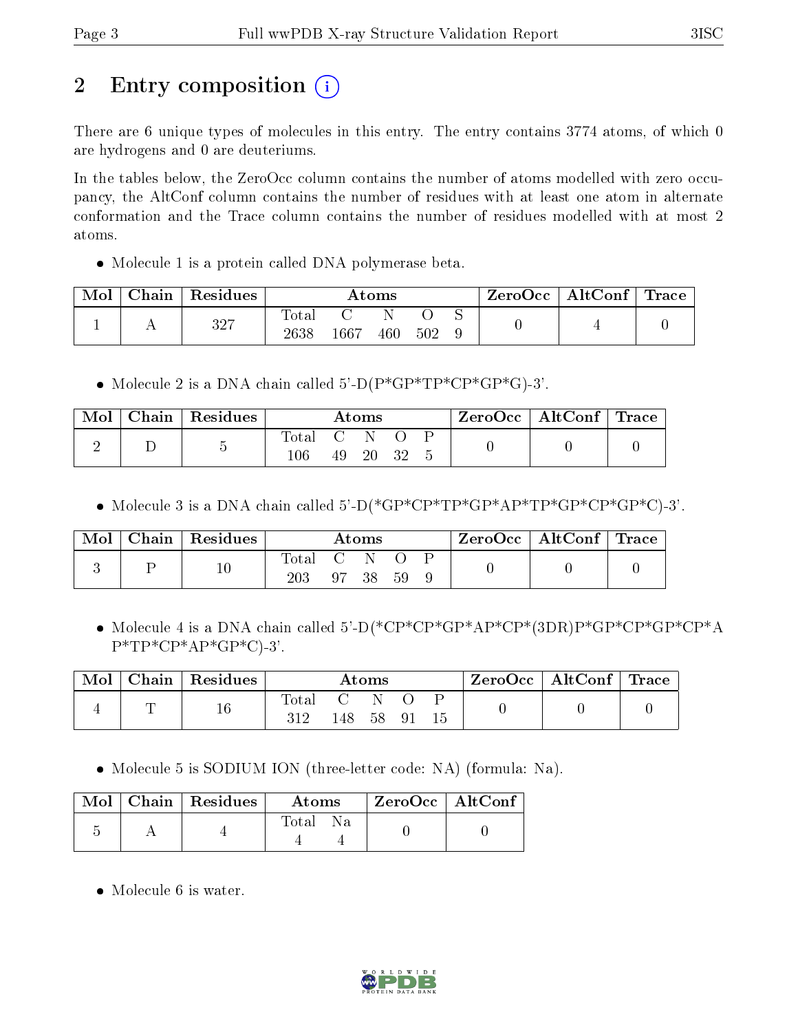## 2 Entry composition (i)

There are 6 unique types of molecules in this entry. The entry contains 3774 atoms, of which 0 are hydrogens and 0 are deuteriums.

In the tables below, the ZeroOcc column contains the number of atoms modelled with zero occupancy, the AltConf column contains the number of residues with at least one atom in alternate conformation and the Trace column contains the number of residues modelled with at most 2 atoms.

- Molecule 1 is a protein called DNA polymerase beta.

| Mol | Chain | Residues | Atoms | | | | | ZeroOcc | AltConf | Trace |
|---|---|---|---|---|---|---|---|---|---|---|
| 1 | A | 327 | Total<br>2638 | C<br>1667 | N<br>460 | O<br>502 | S<br>9 | 0 | 4 | 0 |

- Molecule 2 is a DNA chain called 5'-D(P*GP*TP*CP*GP*G)-3'.

| Mol | Chain | Residues | Atoms | | | | | ZeroOcc | AltConf | Trace |
|---|---|---|---|---|---|---|---|---|---|---|
| 2 | D | 5 | Total<br>106 | C<br>49 | N<br>20 | O<br>32 | P<br>5 | 0 | 0 | 0 |

- Molecule 3 is a DNA chain called 5'-D(*GP*CP*TP*GP*AP*TP*GP*CP*GP*C)-3'.

| Mol | Chain | Residues | Atoms | | | | | ZeroOcc | AltConf | Trace |
|---|---|---|---|---|---|---|---|---|---|---|
| 3 | P | 10 | Total<br>203 | C<br>97 | N<br>38 | O<br>59 | P<br>9 | 0 | 0 | 0 |

- Molecule 4 is a DNA chain called 5'-D(*CP*CP*GP*AP*CP*(3DR)P*GP*CP*GP*CP*AP*TP*CP*AP*GP*C)-3'.

| Mol | Chain | Residues | Atoms | | | | | ZeroOcc | AltConf | Trace |
|---|---|---|---|---|---|---|---|---|---|---|
| 4 | T | 16 | Total<br>312 | C<br>148 | N<br>58 | O<br>91 | P<br>15 | 0 | 0 | 0 |

- Molecule 5 is SODIUM ION (three-letter code: NA) (formula: Na).

| Mol | Chain | Residues | Atoms | | ZeroOcc | AltConf |
|---|---|---|---|---|---|---|
| 5 | A | 4 | Total<br>4 | Na<br>4 | 0 | 0 |

- Molecule 6 is water.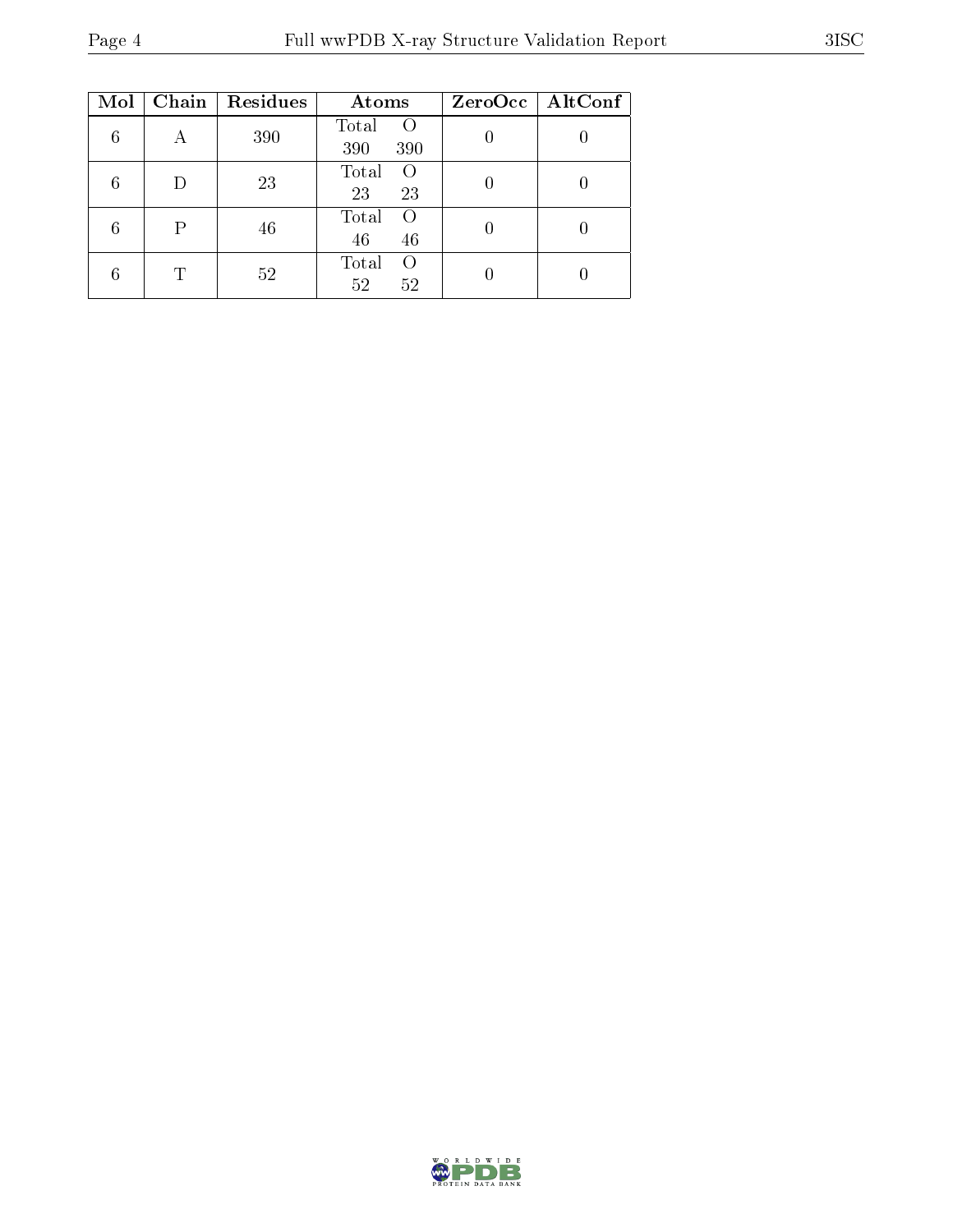| Mol | Chain | Residues | Atoms | | ZeroOcc | AltConf |
|---|---|---|---|---|---|---|
| 6 | A | 390 | Total<br>390 | O<br>390 | 0 | 0 |
| 6 | D | 23 | Total<br>23 | O<br>23 | 0 | 0 |
| 6 | P | 46 | Total<br>46 | O<br>46 | 0 | 0 |
| 6 | T | 52 | Total<br>52 | O<br>52 | 0 | 0 |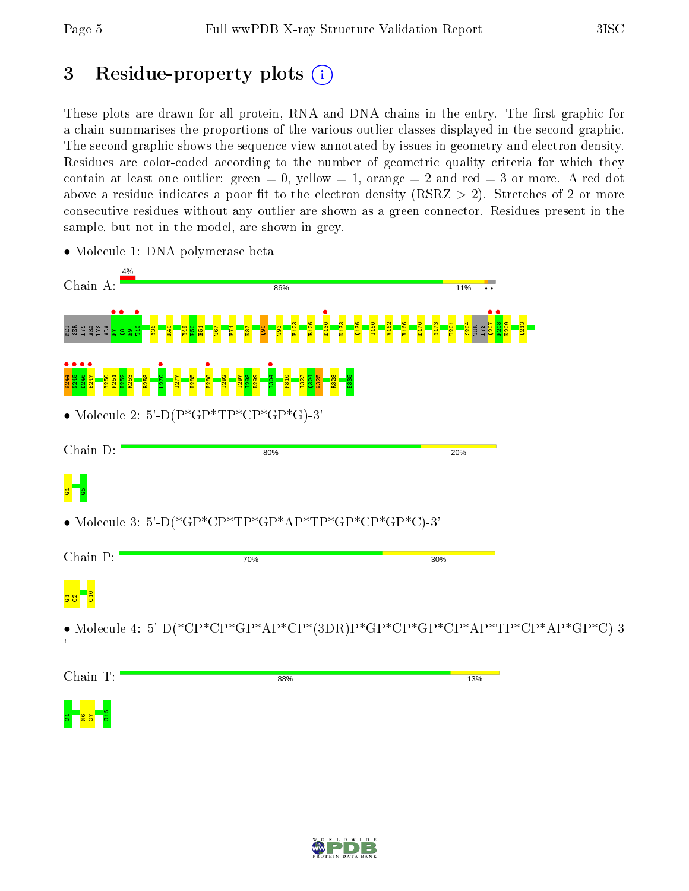# 3 Residue-property plots

These plots are drawn for all protein, RNA and DNA chains in the entry. The first graphic for a chain summarises the proportions of the various outlier classes displayed in the second graphic. The second graphic shows the sequence view annotated by issues in geometry and electron density. Residues are color-coded according to the number of geometric quality criteria for which they contain at least one outlier: green = 0, yellow = 1, orange = 2 and red = 3 or more. A red dot above a residue indicates a poor fit to the electron density (RSRZ > 2). Stretches of 2 or more consecutive residues without any outlier are shown as a green connector. Residues present in the sample, but not in the model, are shown in grey.

- Molecule 1: DNA polymerase beta

Chain A: 4% | 86% | 11%

MET SER LYS ARG LYS ALA P7 Q8 E9 T10 Y36 R40 Y49 P50 H51 T67 E71 K87 Q90 T93 E123 R126 D130 N133 Q136 I150 V162 V166 D170 Y173 T201 S204 THR LYS Q207 P208 K209 Q213

K244 N245 D246 E247 Y250 F251 H252 R253 R258 L270 I277 H285 E288 T292 T297 I298 R299 T304 P310 I323 Q324 W325 R328 E335

- Molecule 2: 5'-D(P*GP*TP*CP*GP*G)-3'

Chain D: 80% | 20%

G1 G5

- Molecule 3: 5'-D(*GP*CP*TP*GP*AP*TP*GP*CP*GP*C)-3'

Chain P: 70% | 30%

G1 C2 C10

- Molecule 4: 5'-D(*CP*CP*GP*AP*CP*(3DR)P*GP*CP*GP*CP*AP*TP*CP*AP*GP*C)-3'

Chain T: 88% | 13%

C1 N6 G7 C16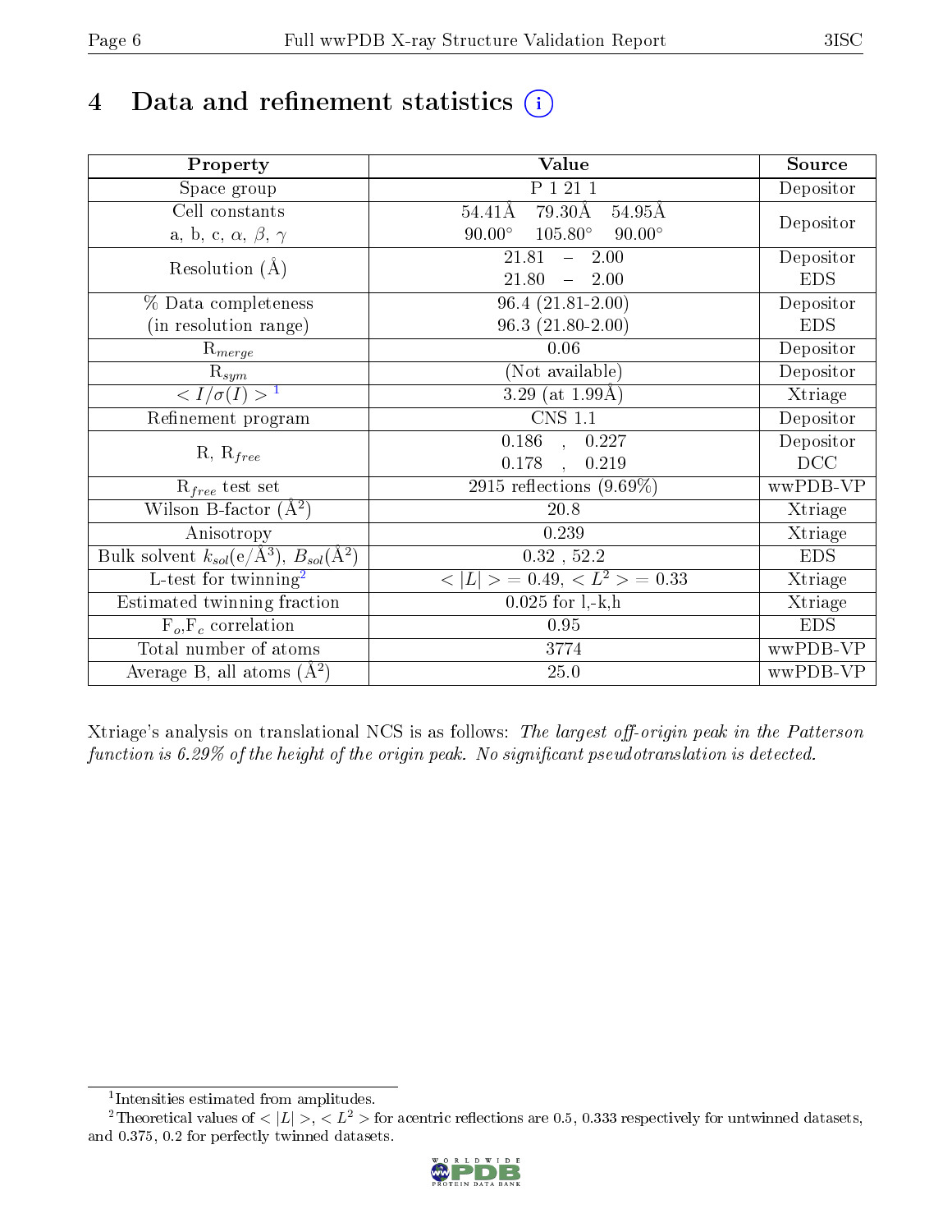# 4 Data and refinement statistics (i)

| Property | Value | Source |
|---|---|---|
| Space group | P 1 21 1 | Depositor |
| Cell constants<br>a, b, c, $\alpha$, $\beta$, $\gamma$ | 54.41Å 79.30Å 54.95Å<br>90.00° 105.80° 90.00° | Depositor |
| Resolution (Å) | 21.81 – 2.00<br>21.80 – 2.00 | Depositor<br>EDS |
| % Data completeness<br>(in resolution range) | 96.4 (21.81-2.00)<br>96.3 (21.80-2.00) | Depositor<br>EDS |
| $R_{merge}$ | 0.06 | Depositor |
| $R_{sym}$ | (Not available) | Depositor |
| $< I/\sigma(I) >$ [1] | 3.29 (at 1.99Å) | Xtriage |
| Refinement program | CNS 1.1 | Depositor |
| R, $R_{free}$ | 0.186 , 0.227<br>0.178 , 0.219 | Depositor<br>DCC |
| $R_{free}$ test set | 2915 reflections (9.69%) | wwPDB-VP |
| Wilson B-factor (Å$^2$) | 20.8 | Xtriage |
| Anisotropy | 0.239 | Xtriage |
| Bulk solvent $k_{sol}$(e/Å$^3$), $B_{sol}$(Å$^2$) | 0.32 , 52.2 | EDS |
| L-test for twinning[2] | $< \|L\| >$ = 0.49, $< L^2 >$ = 0.33 | Xtriage |
| Estimated twinning fraction | 0.025 for l,-k,h | Xtriage |
| $F_o$,$F_c$ correlation | 0.95 | EDS |
| Total number of atoms | 3774 | wwPDB-VP |
| Average B, all atoms (Å$^2$) | 25.0 | wwPDB-VP |

Xtriage's analysis on translational NCS is as follows: *The largest off-origin peak in the Patterson function is 6.29% of the height of the origin peak. No significant pseudotranslation is detected.*

[1] Intensities estimated from amplitudes.

[2] Theoretical values of $< |L| >$, $< L^2 >$ for acentric reflections are 0.5, 0.333 respectively for untwinned datasets, and 0.375, 0.2 for perfectly twinned datasets.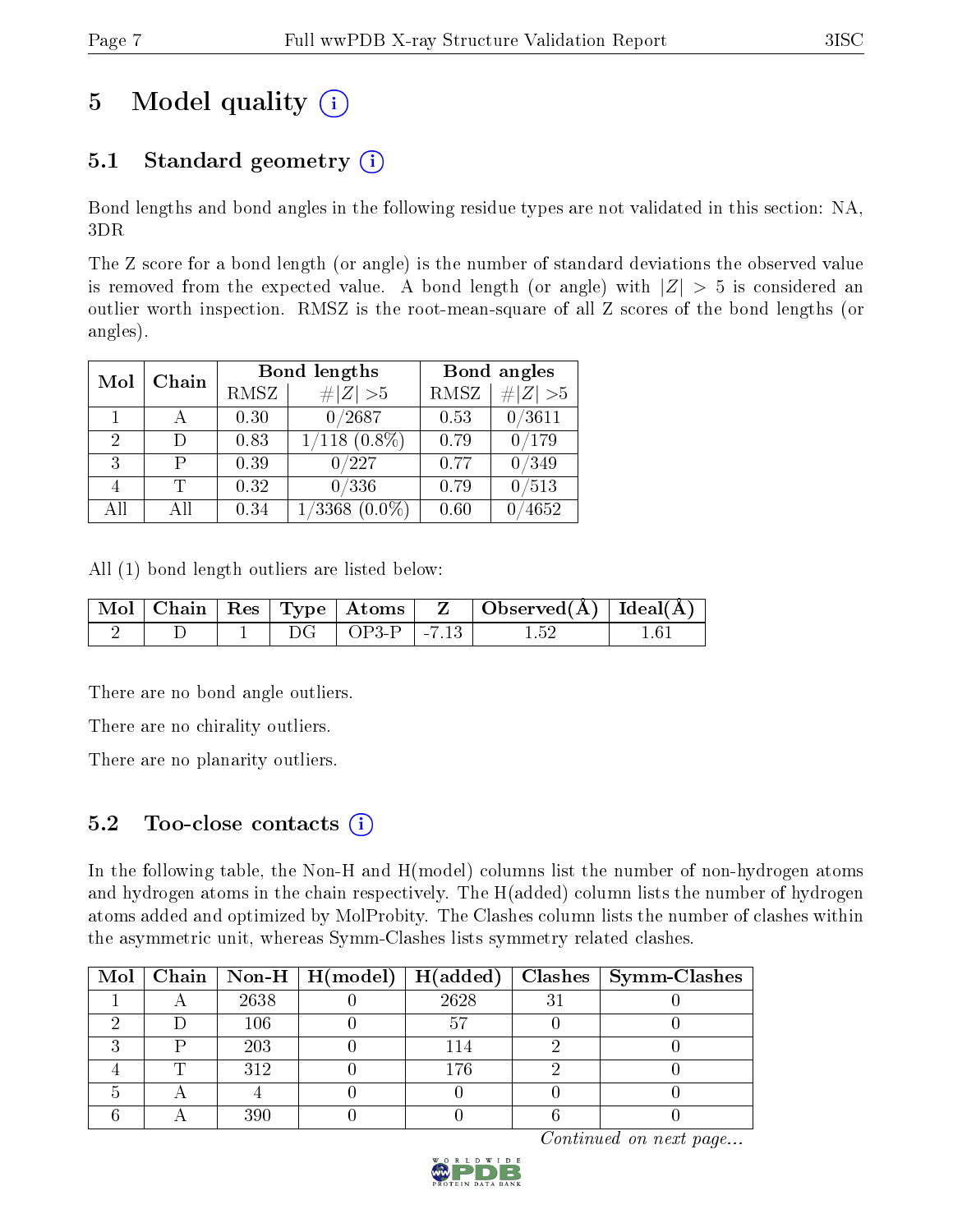# 5 Model quality

## 5.1 Standard geometry

Bond lengths and bond angles in the following residue types are not validated in this section: NA, 3DR

The Z score for a bond length (or angle) is the number of standard deviations the observed value is removed from the expected value. A bond length (or angle) with $|Z| > 5$ is considered an outlier worth inspection. RMSZ is the root-mean-square of all Z scores of the bond lengths (or angles).

| Mol | Chain | Bond lengths | | Bond angles | |
|---|---|---|---|---|---|
| | | RMSZ | #$\|Z\|$ >5 | RMSZ | #$\|Z\|$ >5 |
| 1 | A | 0.30 | 0/2687 | 0.53 | 0/3611 |
| 2 | D | 0.83 | 1/118 (0.8%) | 0.79 | 0/179 |
| 3 | P | 0.39 | 0/227 | 0.77 | 0/349 |
| 4 | T | 0.32 | 0/336 | 0.79 | 0/513 |
| All | All | 0.34 | 1/3368 (0.0%) | 0.60 | 0/4652 |

All (1) bond length outliers are listed below:

| Mol | Chain | Res | Type | Atoms | Z | Observed(Å) | Ideal(Å) |
|---|---|---|---|---|---|---|---|
| 2 | D | 1 | DG | OP3-P | -7.13 | 1.52 | 1.61 |

There are no bond angle outliers.

There are no chirality outliers.

There are no planarity outliers.

## 5.2 Too-close contacts

In the following table, the Non-H and H(model) columns list the number of non-hydrogen atoms and hydrogen atoms in the chain respectively. The H(added) column lists the number of hydrogen atoms added and optimized by MolProbity. The Clashes column lists the number of clashes within the asymmetric unit, whereas Symm-Clashes lists symmetry related clashes.

| Mol | Chain | Non-H | H(model) | H(added) | Clashes | Symm-Clashes |
|---|---|---|---|---|---|---|
| 1 | A | 2638 | 0 | 2628 | 31 | 0 |
| 2 | D | 106 | 0 | 57 | 0 | 0 |
| 3 | P | 203 | 0 | 114 | 2 | 0 |
| 4 | T | 312 | 0 | 176 | 2 | 0 |
| 5 | A | 4 | 0 | 0 | 0 | 0 |
| 6 | A | 390 | 0 | 0 | 6 | 0 |

*Continued on next page...*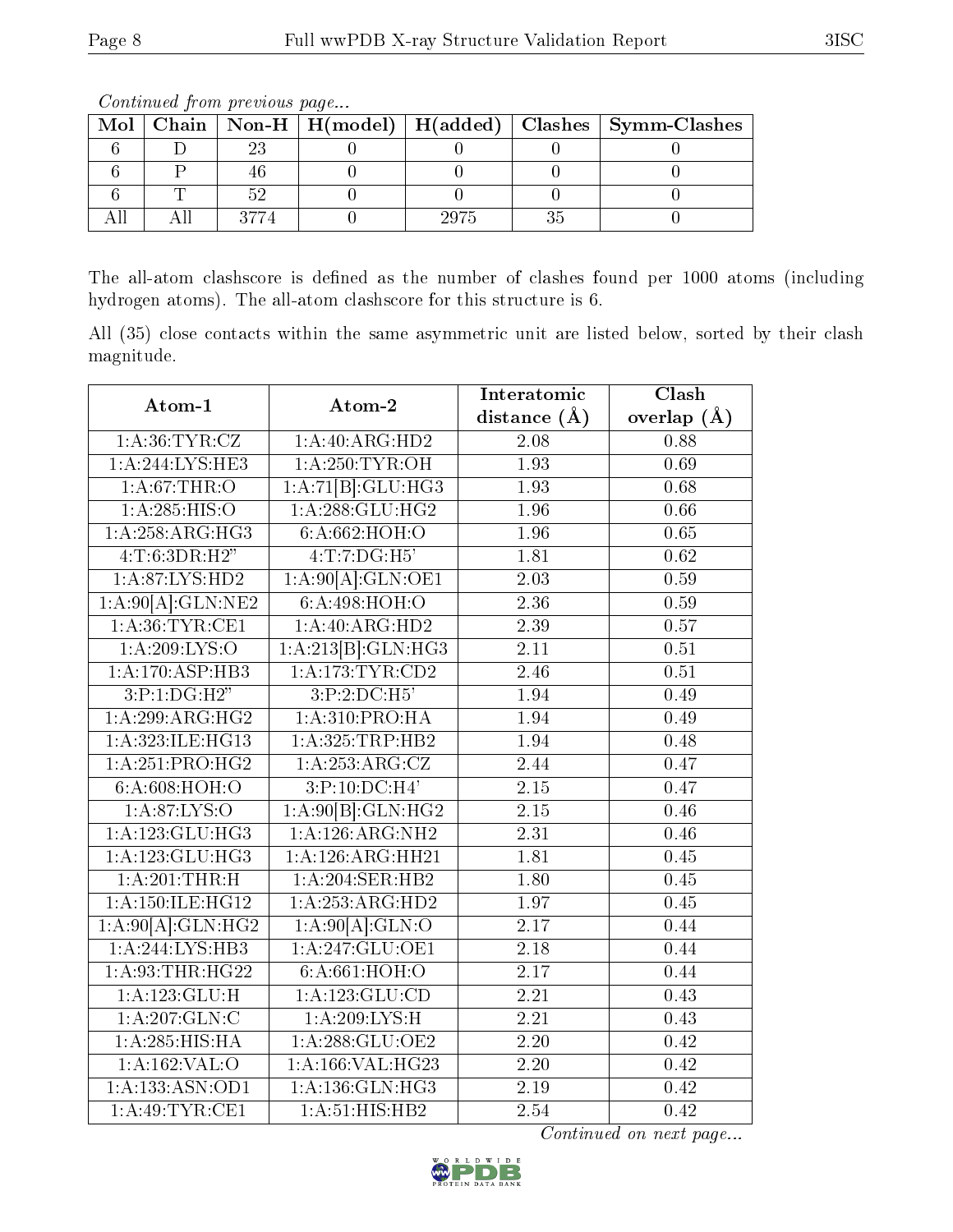*Continued from previous page...*

| Mol | Chain | Non-H | H(model) | H(added) | Clashes | Symm-Clashes |
|---|---|---|---|---|---|---|
| 6 | D | 23 | 0 | 0 | 0 | 0 |
| 6 | P | 46 | 0 | 0 | 0 | 0 |
| 6 | T | 52 | 0 | 0 | 0 | 0 |
| All | All | 3774 | 0 | 2975 | 35 | 0 |

The all-atom clashscore is defined as the number of clashes found per 1000 atoms (including hydrogen atoms). The all-atom clashscore for this structure is 6.

All (35) close contacts within the same asymmetric unit are listed below, sorted by their clash magnitude.

| Atom-1 | Atom-2 | Interatomic distance (Å) | Clash overlap (Å) |
|---|---|---|---|
| 1:A:36:TYR:CZ | 1:A:40:ARG:HD2 | 2.08 | 0.88 |
| 1:A:244:LYS:HE3 | 1:A:250:TYR:OH | 1.93 | 0.69 |
| 1:A:67:THR:O | 1:A:71[B]:GLU:HG3 | 1.93 | 0.68 |
| 1:A:285:HIS:O | 1:A:288:GLU:HG2 | 1.96 | 0.66 |
| 1:A:258:ARG:HG3 | 6:A:662:HOH:O | 1.96 | 0.65 |
| 4:T:6:3DR:H2" | 4:T:7:DG:H5' | 1.81 | 0.62 |
| 1:A:87:LYS:HD2 | 1:A:90[A]:GLN:OE1 | 2.03 | 0.59 |
| 1:A:90[A]:GLN:NE2 | 6:A:498:HOH:O | 2.36 | 0.59 |
| 1:A:36:TYR:CE1 | 1:A:40:ARG:HD2 | 2.39 | 0.57 |
| 1:A:209:LYS:O | 1:A:213[B]:GLN:HG3 | 2.11 | 0.51 |
| 1:A:170:ASP:HB3 | 1:A:173:TYR:CD2 | 2.46 | 0.51 |
| 3:P:1:DG:H2" | 3:P:2:DC:H5' | 1.94 | 0.49 |
| 1:A:299:ARG:HG2 | 1:A:310:PRO:HA | 1.94 | 0.49 |
| 1:A:323:ILE:HG13 | 1:A:325:TRP:HB2 | 1.94 | 0.48 |
| 1:A:251:PRO:HG2 | 1:A:253:ARG:CZ | 2.44 | 0.47 |
| 6:A:608:HOH:O | 3:P:10:DC:H4' | 2.15 | 0.47 |
| 1:A:87:LYS:O | 1:A:90[B]:GLN:HG2 | 2.15 | 0.46 |
| 1:A:123:GLU:HG3 | 1:A:126:ARG:NH2 | 2.31 | 0.46 |
| 1:A:123:GLU:HG3 | 1:A:126:ARG:HH21 | 1.81 | 0.45 |
| 1:A:201:THR:H | 1:A:204:SER:HB2 | 1.80 | 0.45 |
| 1:A:150:ILE:HG12 | 1:A:253:ARG:HD2 | 1.97 | 0.45 |
| 1:A:90[A]:GLN:HG2 | 1:A:90[A]:GLN:O | 2.17 | 0.44 |
| 1:A:244:LYS:HB3 | 1:A:247:GLU:OE1 | 2.18 | 0.44 |
| 1:A:93:THR:HG22 | 6:A:661:HOH:O | 2.17 | 0.44 |
| 1:A:123:GLU:H | 1:A:123:GLU:CD | 2.21 | 0.43 |
| 1:A:207:GLN:C | 1:A:209:LYS:H | 2.21 | 0.43 |
| 1:A:285:HIS:HA | 1:A:288:GLU:OE2 | 2.20 | 0.42 |
| 1:A:162:VAL:O | 1:A:166:VAL:HG23 | 2.20 | 0.42 |
| 1:A:133:ASN:OD1 | 1:A:136:GLN:HG3 | 2.19 | 0.42 |
| 1:A:49:TYR:CE1 | 1:A:51:HIS:HB2 | 2.54 | 0.42 |

*Continued on next page...*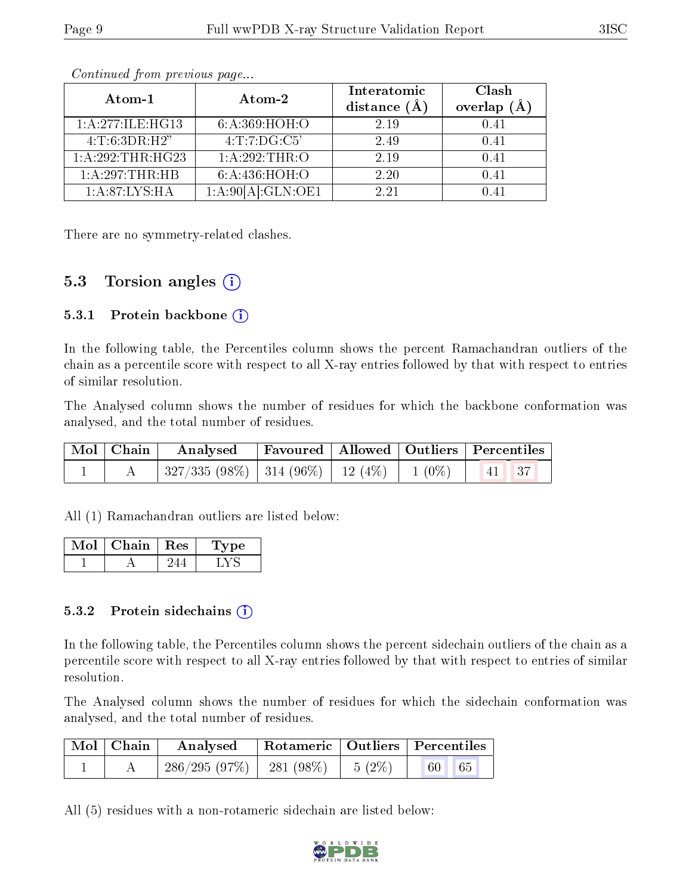*Continued from previous page...*

| Atom-1 | Atom-2 | Interatomic distance (Å) | Clash overlap (Å) |
|---|---|---|---|
| 1:A:277:ILE:HG13 | 6:A:369:HOH:O | 2.19 | 0.41 |
| 4:T:6:3DR:H2" | 4:T:7:DG:C5' | 2.49 | 0.41 |
| 1:A:292:THR:HG23 | 1:A:292:THR:O | 2.19 | 0.41 |
| 1:A:297:THR:HB | 6:A:436:HOH:O | 2.20 | 0.41 |
| 1:A:87:LYS:HA | 1:A:90[A]:GLN:OE1 | 2.21 | 0.41 |

There are no symmetry-related clashes.

## 5.3 Torsion angles

### 5.3.1 Protein backbone

In the following table, the Percentiles column shows the percent Ramachandran outliers of the chain as a percentile score with respect to all X-ray entries followed by that with respect to entries of similar resolution.

The Analysed column shows the number of residues for which the backbone conformation was analysed, and the total number of residues.

| Mol | Chain | Analysed | Favoured | Allowed | Outliers | Percentiles | |
|---|---|---|---|---|---|---|---|
| 1 | A | 327/335 (98%) | 314 (96%) | 12 (4%) | 1 (0%) | 41 | 37 |

All (1) Ramachandran outliers are listed below:

| Mol | Chain | Res | Type |
|---|---|---|---|
| 1 | A | 244 | LYS |

### 5.3.2 Protein sidechains

In the following table, the Percentiles column shows the percent sidechain outliers of the chain as a percentile score with respect to all X-ray entries followed by that with respect to entries of similar resolution.

The Analysed column shows the number of residues for which the sidechain conformation was analysed, and the total number of residues.

| Mol | Chain | Analysed | Rotameric | Outliers | Percentiles | |
|---|---|---|---|---|---|---|
| 1 | A | 286/295 (97%) | 281 (98%) | 5 (2%) | 60 | 65 |

All (5) residues with a non-rotameric sidechain are listed below: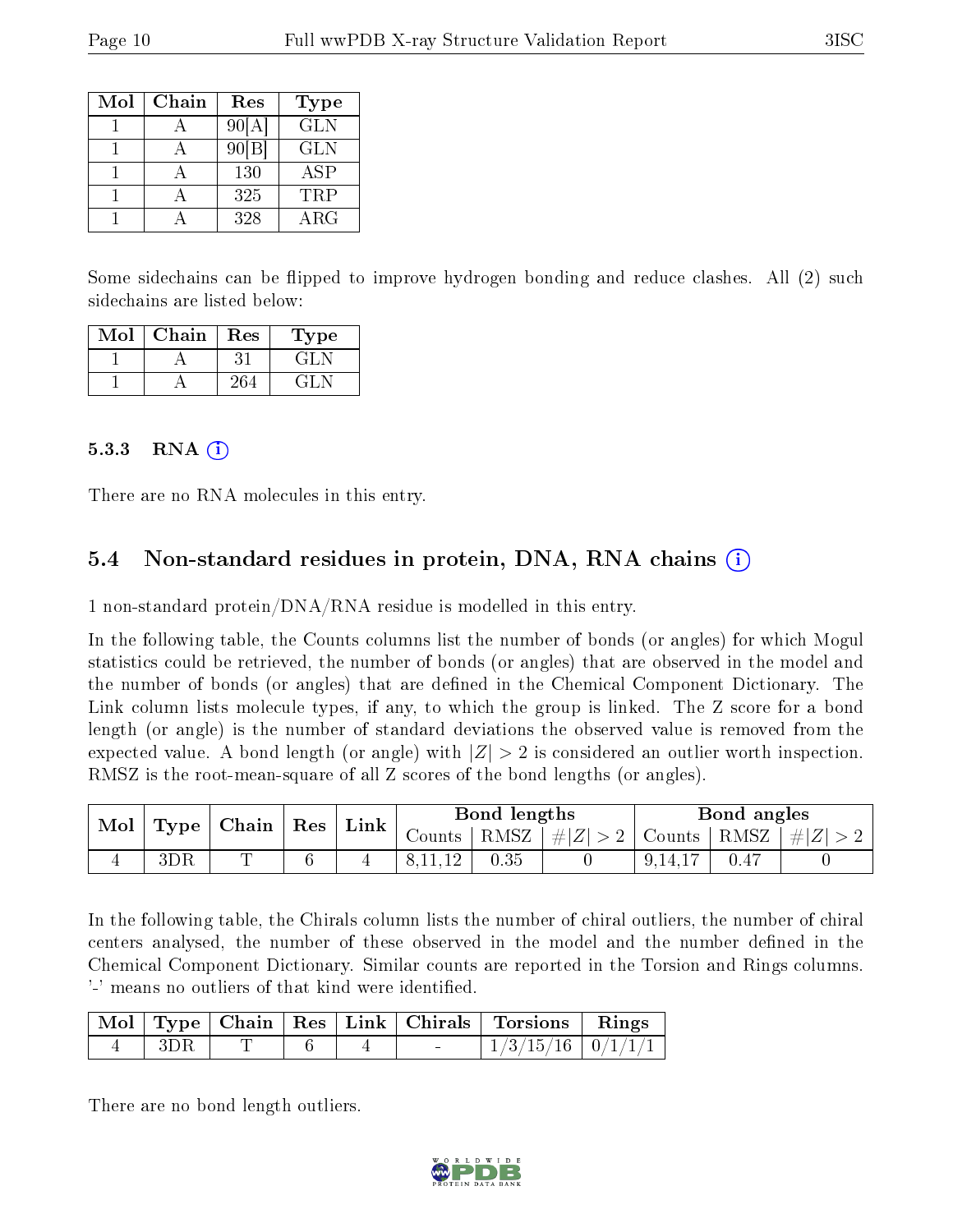| Mol | Chain | Res | Type |
|---|---|---|---|
| 1 | A | 90[A] | GLN |
| 1 | A | 90[B] | GLN |
| 1 | A | 130 | ASP |
| 1 | A | 325 | TRP |
| 1 | A | 328 | ARG |

Some sidechains can be flipped to improve hydrogen bonding and reduce clashes. All (2) such sidechains are listed below:

| Mol | Chain | Res | Type |
|---|---|---|---|
| 1 | A | 31 | GLN |
| 1 | A | 264 | GLN |

### 5.3.3 RNA

There are no RNA molecules in this entry.

## 5.4 Non-standard residues in protein, DNA, RNA chains

1 non-standard protein/DNA/RNA residue is modelled in this entry.

In the following table, the Counts columns list the number of bonds (or angles) for which Mogul statistics could be retrieved, the number of bonds (or angles) that are observed in the model and the number of bonds (or angles) that are defined in the Chemical Component Dictionary. The Link column lists molecule types, if any, to which the group is linked. The Z score for a bond length (or angle) is the number of standard deviations the observed value is removed from the expected value. A bond length (or angle) with $|Z| > 2$ is considered an outlier worth inspection. RMSZ is the root-mean-square of all Z scores of the bond lengths (or angles).

| Mol | Type | Chain | Res | Link | Bond lengths | | | Bond angles | | |
|---|---|---|---|---|---|---|---|---|---|---|
| | | | | | Counts | RMSZ | $\#\|Z\| > 2$ | Counts | RMSZ | $\#\|Z\| > 2$ |
| 4 | 3DR | T | 6 | 4 | 8,11,12 | 0.35 | 0 | 9,14,17 | 0.47 | 0 |

In the following table, the Chirals column lists the number of chiral outliers, the number of chiral centers analysed, the number of these observed in the model and the number defined in the Chemical Component Dictionary. Similar counts are reported in the Torsion and Rings columns. '-' means no outliers of that kind were identified.

| Mol | Type | Chain | Res | Link | Chirals | Torsions | Rings |
|---|---|---|---|---|---|---|---|
| 4 | 3DR | T | 6 | 4 | - | 1/3/15/16 | 0/1/1/1 |

There are no bond length outliers.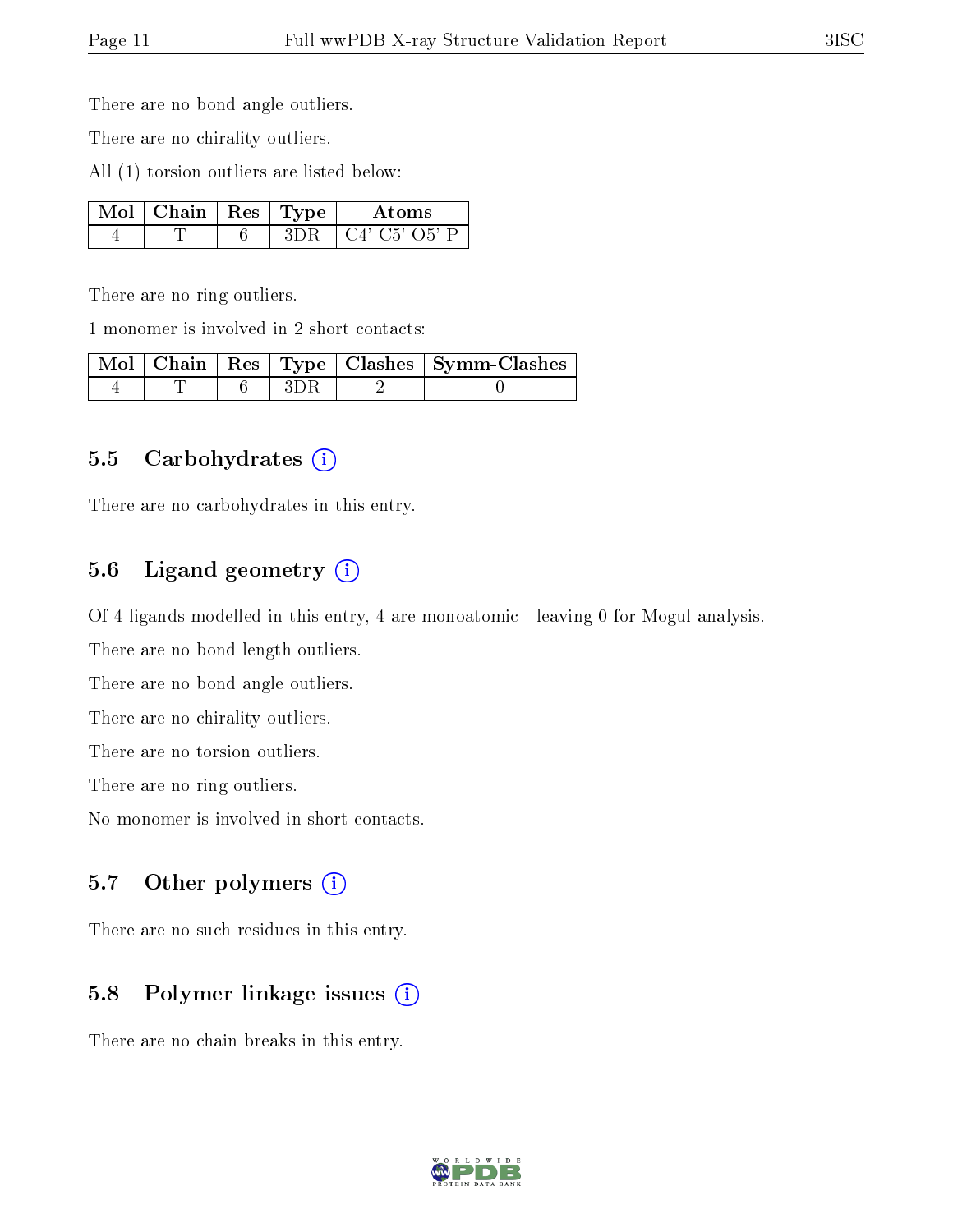There are no bond angle outliers.

There are no chirality outliers.

All (1) torsion outliers are listed below:

| Mol | Chain | Res | Type | Atoms |
|---|---|---|---|---|
| 4 | T | 6 | 3DR | C4'-C5'-O5'-P |

There are no ring outliers.

1 monomer is involved in 2 short contacts:

| Mol | Chain | Res | Type | Clashes | Symm-Clashes |
|---|---|---|---|---|---|
| 4 | T | 6 | 3DR | 2 | 0 |

### 5.5 Carbohydrates

There are no carbohydrates in this entry.

### 5.6 Ligand geometry

Of 4 ligands modelled in this entry, 4 are monoatomic - leaving 0 for Mogul analysis.

There are no bond length outliers.

There are no bond angle outliers.

There are no chirality outliers.

There are no torsion outliers.

There are no ring outliers.

No monomer is involved in short contacts.

### 5.7 Other polymers

There are no such residues in this entry.

### 5.8 Polymer linkage issues

There are no chain breaks in this entry.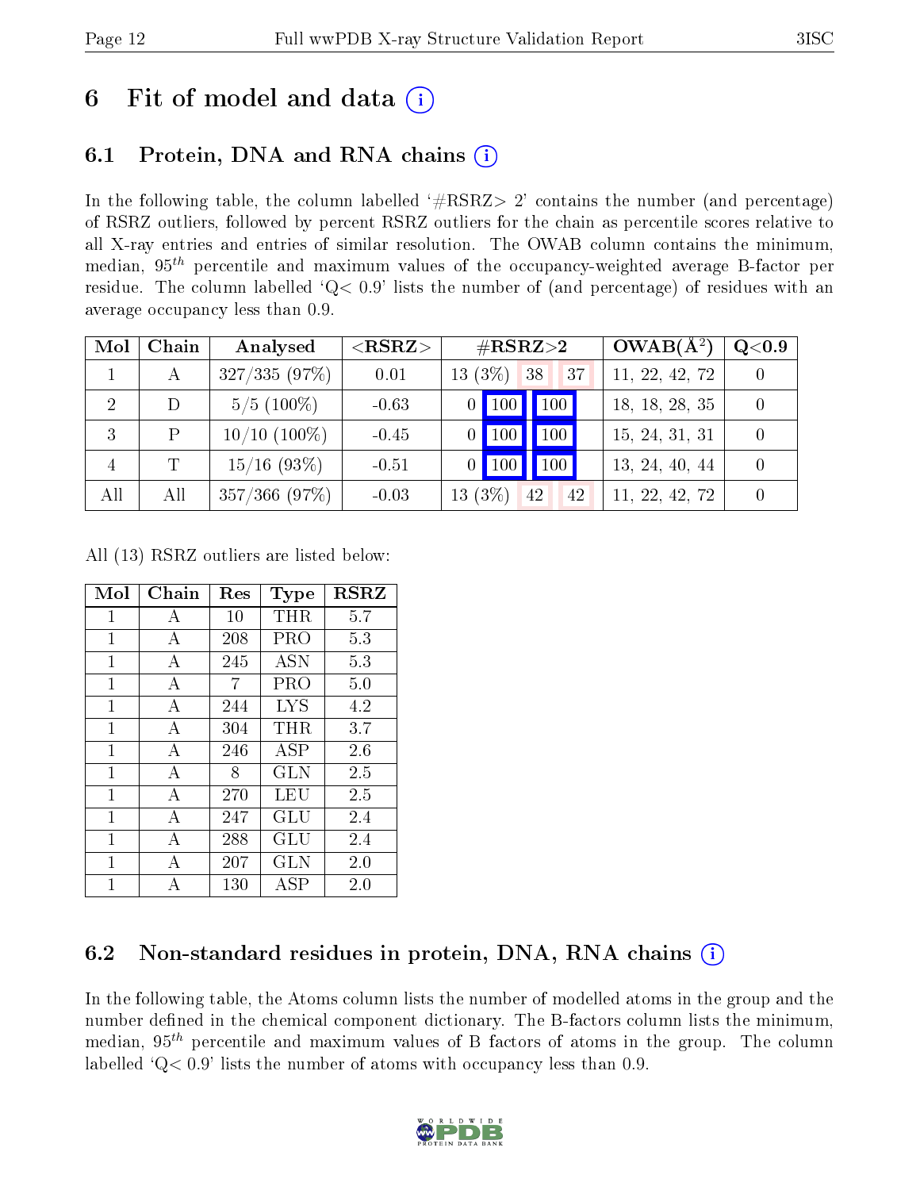# 6 Fit of model and data

## 6.1 Protein, DNA and RNA chains

In the following table, the column labelled '#RSRZ> 2' contains the number (and percentage) of RSRZ outliers, followed by percent RSRZ outliers for the chain as percentile scores relative to all X-ray entries and entries of similar resolution. The OWAB column contains the minimum, median, $95^{th}$ percentile and maximum values of the occupancy-weighted average B-factor per residue. The column labelled 'Q< 0.9' lists the number of (and percentage) of residues with an average occupancy less than 0.9.

| Mol | Chain | Analysed | <RSRZ> | #RSRZ>2 | | | OWAB(Å$^2$) | Q<0.9 |
|---|---|---|---|---|---|---|---|---|
| 1 | A | 327/335 (97%) | 0.01 | 13 (3%) | 38 | 37 | 11, 22, 42, 72 | 0 |
| 2 | D | 5/5 (100%) | -0.63 | 0 | 100 | 100 | 18, 18, 28, 35 | 0 |
| 3 | P | 10/10 (100%) | -0.45 | 0 | 100 | 100 | 15, 24, 31, 31 | 0 |
| 4 | T | 15/16 (93%) | -0.51 | 0 | 100 | 100 | 13, 24, 40, 44 | 0 |
| All | All | 357/366 (97%) | -0.03 | 13 (3%) | 42 | 42 | 11, 22, 42, 72 | 0 |

All (13) RSRZ outliers are listed below:

| Mol | Chain | Res | Type | RSRZ |
|---|---|---|---|---|
| 1 | A | 10 | THR | 5.7 |
| 1 | A | 208 | PRO | 5.3 |
| 1 | A | 245 | ASN | 5.3 |
| 1 | A | 7 | PRO | 5.0 |
| 1 | A | 244 | LYS | 4.2 |
| 1 | A | 304 | THR | 3.7 |
| 1 | A | 246 | ASP | 2.6 |
| 1 | A | 8 | GLN | 2.5 |
| 1 | A | 270 | LEU | 2.5 |
| 1 | A | 247 | GLU | 2.4 |
| 1 | A | 288 | GLU | 2.4 |
| 1 | A | 207 | GLN | 2.0 |
| 1 | A | 130 | ASP | 2.0 |

## 6.2 Non-standard residues in protein, DNA, RNA chains

In the following table, the Atoms column lists the number of modelled atoms in the group and the number defined in the chemical component dictionary. The B-factors column lists the minimum, median, $95^{th}$ percentile and maximum values of B factors of atoms in the group. The column labelled 'Q< 0.9' lists the number of atoms with occupancy less than 0.9.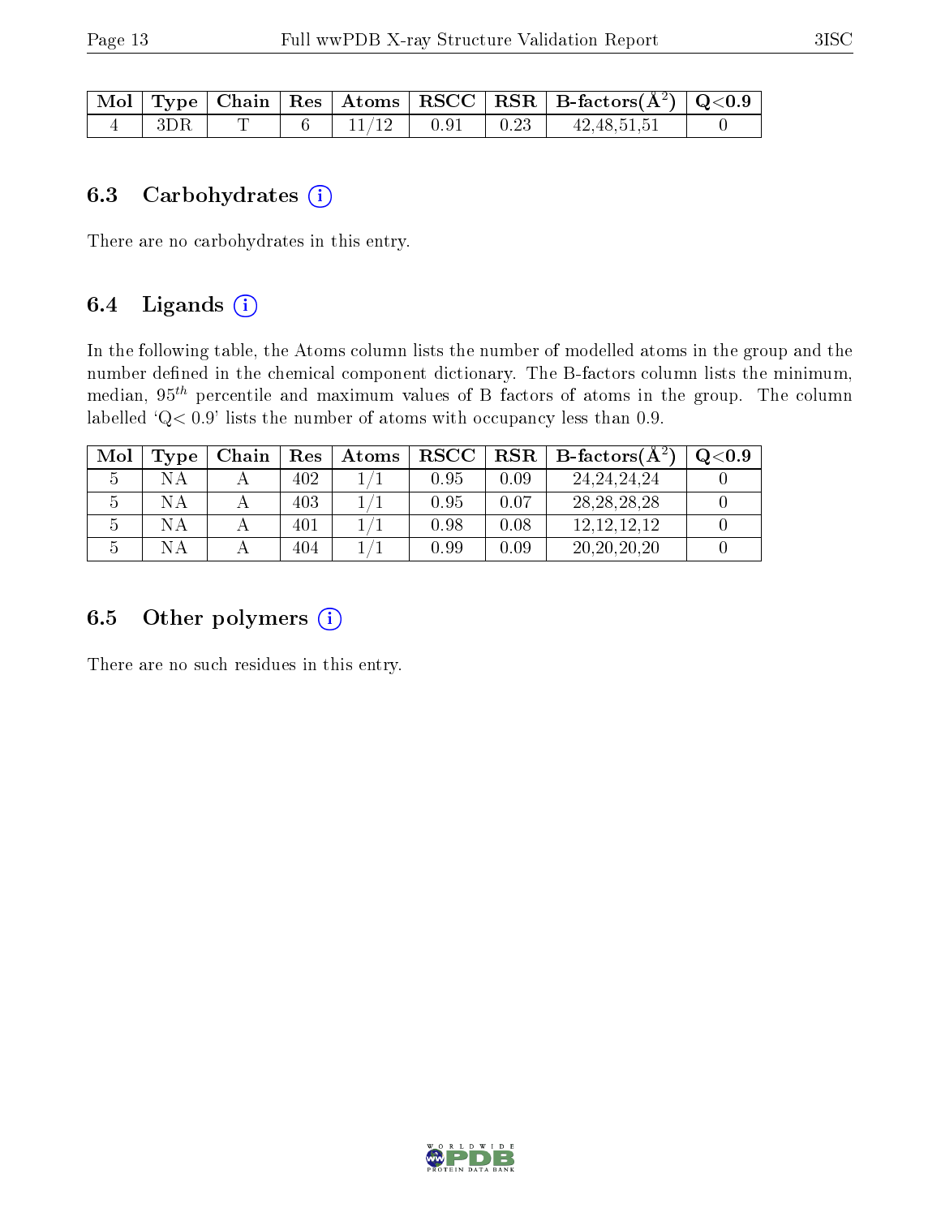| Mol | Type | Chain | Res | Atoms | RSCC | RSR | B-factors($Å^2$) | Q<0.9 |
|---|---|---|---|---|---|---|---|---|
| 4 | 3DR | T | 6 | 11/12 | 0.91 | 0.23 | 42,48,51,51 | 0 |

## 6.3 Carbohydrates

There are no carbohydrates in this entry.

## 6.4 Ligands

In the following table, the Atoms column lists the number of modelled atoms in the group and the number defined in the chemical component dictionary. The B-factors column lists the minimum, median, $95^{th}$ percentile and maximum values of B factors of atoms in the group. The column labelled 'Q< 0.9' lists the number of atoms with occupancy less than 0.9.

| Mol | Type | Chain | Res | Atoms | RSCC | RSR | B-factors($Å^2$) | Q<0.9 |
|---|---|---|---|---|---|---|---|---|
| 5 | NA | A | 402 | 1/1 | 0.95 | 0.09 | 24,24,24,24 | 0 |
| 5 | NA | A | 403 | 1/1 | 0.95 | 0.07 | 28,28,28,28 | 0 |
| 5 | NA | A | 401 | 1/1 | 0.98 | 0.08 | 12,12,12,12 | 0 |
| 5 | NA | A | 404 | 1/1 | 0.99 | 0.09 | 20,20,20,20 | 0 |

## 6.5 Other polymers

There are no such residues in this entry.